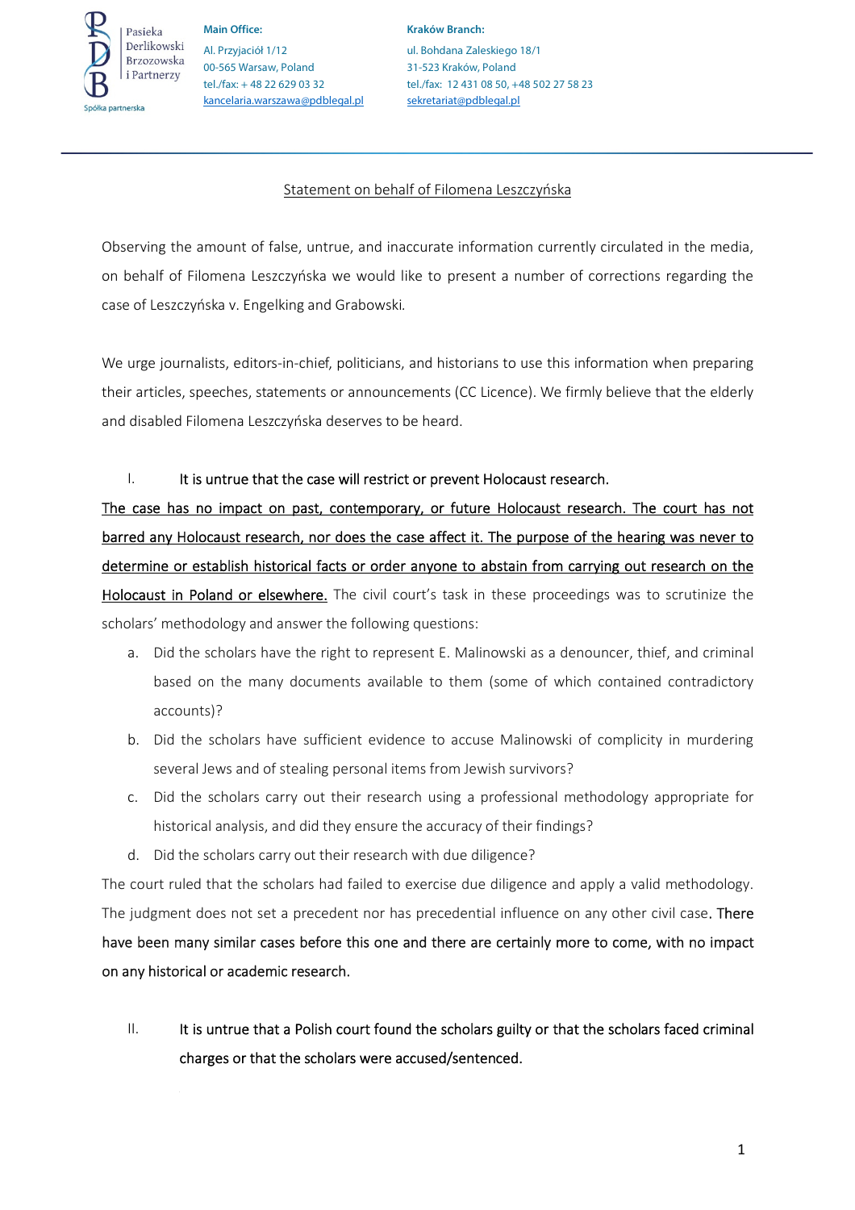Pasieka Derlikowski Brzozowska i Partnerzy
Spółka partnerska

**Main Office:**
Al. Przyjaciół 1/12
00-565 Warsaw, Poland
tel./fax: + 48 22 629 03 32
kancelaria.warszawa@pdblegal.pl

**Kraków Branch:**
ul. Bohdana Zaleskiego 18/1
31-523 Kraków, Poland
tel./fax: 12 431 08 50, +48 502 27 58 23
sekretariat@pdblegal.pl

# Statement on behalf of Filomena Leszczyńska

Observing the amount of false, untrue, and inaccurate information currently circulated in the media, on behalf of Filomena Leszczyńska we would like to present a number of corrections regarding the case of Leszczyńska v. Engelking and Grabowski.

We urge journalists, editors-in-chief, politicians, and historians to use this information when preparing their articles, speeches, statements or announcements (CC Licence). We firmly believe that the elderly and disabled Filomena Leszczyńska deserves to be heard.

## I. It is untrue that the case will restrict or prevent Holocaust research.

The case has no impact on past, contemporary, or future Holocaust research. The court has not barred any Holocaust research, nor does the case affect it. The purpose of the hearing was never to determine or establish historical facts or order anyone to abstain from carrying out research on the Holocaust in Poland or elsewhere. The civil court's task in these proceedings was to scrutinize the scholars' methodology and answer the following questions:

a. Did the scholars have the right to represent E. Malinowski as a denouncer, thief, and criminal based on the many documents available to them (some of which contained contradictory accounts)?

b. Did the scholars have sufficient evidence to accuse Malinowski of complicity in murdering several Jews and of stealing personal items from Jewish survivors?

c. Did the scholars carry out their research using a professional methodology appropriate for historical analysis, and did they ensure the accuracy of their findings?

d. Did the scholars carry out their research with due diligence?

The court ruled that the scholars had failed to exercise due diligence and apply a valid methodology. The judgment does not set a precedent nor has precedential influence on any other civil case. There have been many similar cases before this one and there are certainly more to come, with no impact on any historical or academic research.

## II. It is untrue that a Polish court found the scholars guilty or that the scholars faced criminal charges or that the scholars were accused/sentenced.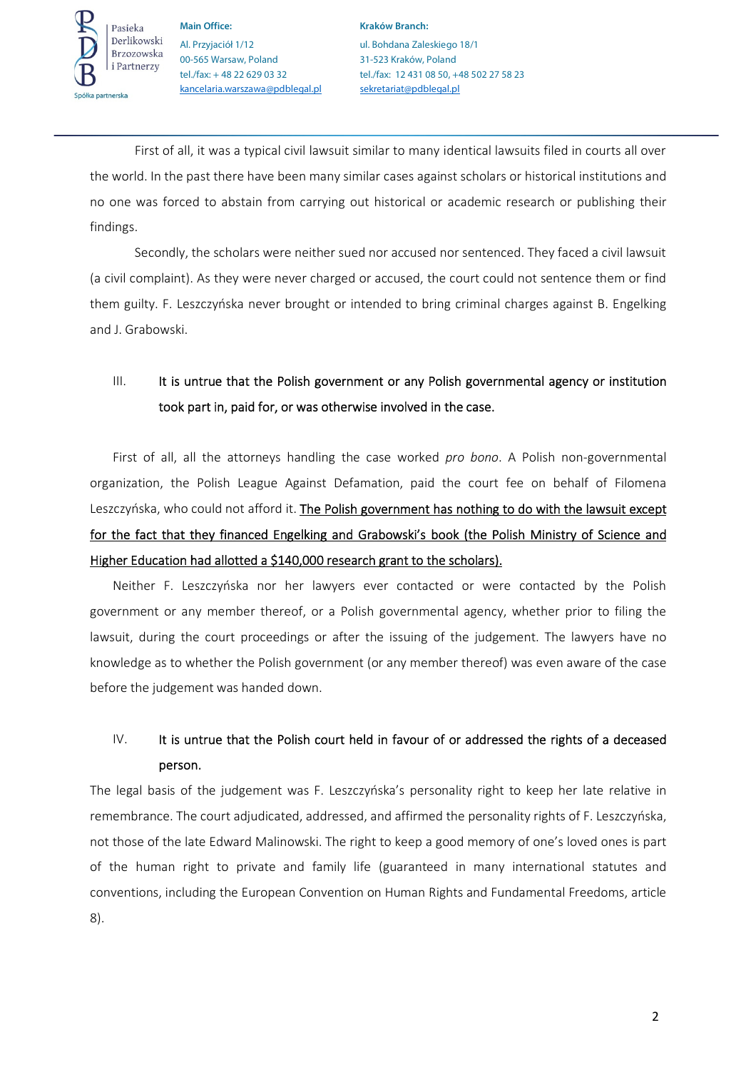First of all, it was a typical civil lawsuit similar to many identical lawsuits filed in courts all over the world. In the past there have been many similar cases against scholars or historical institutions and no one was forced to abstain from carrying out historical or academic research or publishing their findings.

Secondly, the scholars were neither sued nor accused nor sentenced. They faced a civil lawsuit (a civil complaint). As they were never charged or accused, the court could not sentence them or find them guilty. F. Leszczyńska never brought or intended to bring criminal charges against B. Engelking and J. Grabowski.

## III. It is untrue that the Polish government or any Polish governmental agency or institution took part in, paid for, or was otherwise involved in the case.

First of all, all the attorneys handling the case worked *pro bono*. A Polish non-governmental organization, the Polish League Against Defamation, paid the court fee on behalf of Filomena Leszczyńska, who could not afford it. <u>The Polish government has nothing to do with the lawsuit except for the fact that they financed Engelking and Grabowski's book (the Polish Ministry of Science and Higher Education had allotted a $140,000 research grant to the scholars).</u>

Neither F. Leszczyńska nor her lawyers ever contacted or were contacted by the Polish government or any member thereof, or a Polish governmental agency, whether prior to filing the lawsuit, during the court proceedings or after the issuing of the judgement. The lawyers have no knowledge as to whether the Polish government (or any member thereof) was even aware of the case before the judgement was handed down.

## IV. It is untrue that the Polish court held in favour of or addressed the rights of a deceased person.

The legal basis of the judgement was F. Leszczyńska's personality right to keep her late relative in remembrance. The court adjudicated, addressed, and affirmed the personality rights of F. Leszczyńska, not those of the late Edward Malinowski. The right to keep a good memory of one's loved ones is part of the human right to private and family life (guaranteed in many international statutes and conventions, including the European Convention on Human Rights and Fundamental Freedoms, article 8).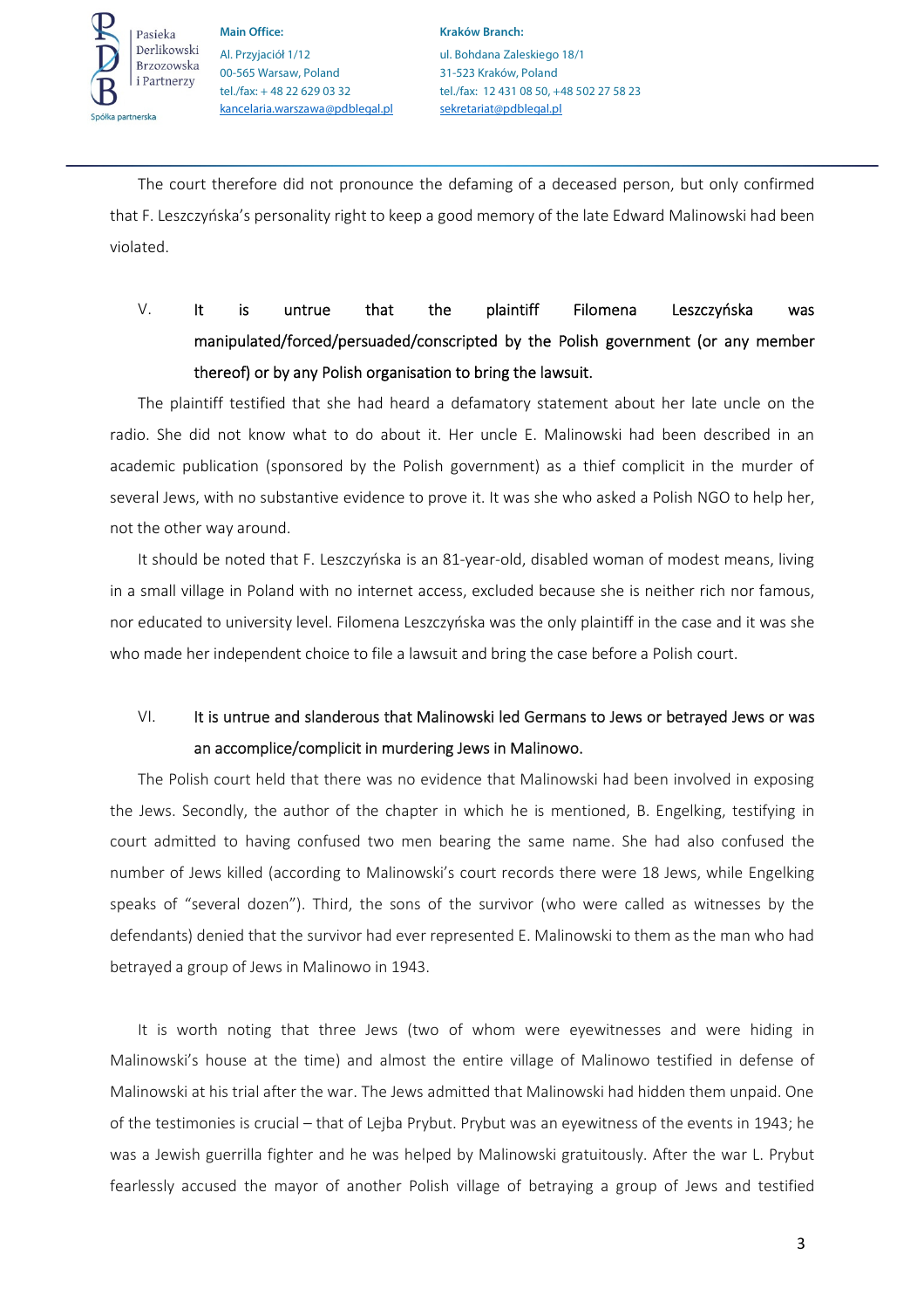The court therefore did not pronounce the defaming of a deceased person, but only confirmed that F. Leszczyńska's personality right to keep a good memory of the late Edward Malinowski had been violated.

V. **It is untrue that the plaintiff Filomena Leszczyńska was manipulated/forced/persuaded/conscripted by the Polish government (or any member thereof) or by any Polish organisation to bring the lawsuit.**

The plaintiff testified that she had heard a defamatory statement about her late uncle on the radio. She did not know what to do about it. Her uncle E. Malinowski had been described in an academic publication (sponsored by the Polish government) as a thief complicit in the murder of several Jews, with no substantive evidence to prove it. It was she who asked a Polish NGO to help her, not the other way around.

It should be noted that F. Leszczyńska is an 81-year-old, disabled woman of modest means, living in a small village in Poland with no internet access, excluded because she is neither rich nor famous, nor educated to university level. Filomena Leszczyńska was the only plaintiff in the case and it was she who made her independent choice to file a lawsuit and bring the case before a Polish court.

VI. **It is untrue and slanderous that Malinowski led Germans to Jews or betrayed Jews or was an accomplice/complicit in murdering Jews in Malinowo.**

The Polish court held that there was no evidence that Malinowski had been involved in exposing the Jews. Secondly, the author of the chapter in which he is mentioned, B. Engelking, testifying in court admitted to having confused two men bearing the same name. She had also confused the number of Jews killed (according to Malinowski's court records there were 18 Jews, while Engelking speaks of "several dozen"). Third, the sons of the survivor (who were called as witnesses by the defendants) denied that the survivor had ever represented E. Malinowski to them as the man who had betrayed a group of Jews in Malinowo in 1943.

It is worth noting that three Jews (two of whom were eyewitnesses and were hiding in Malinowski's house at the time) and almost the entire village of Malinowo testified in defense of Malinowski at his trial after the war. The Jews admitted that Malinowski had hidden them unpaid. One of the testimonies is crucial – that of Lejba Prybut. Prybut was an eyewitness of the events in 1943; he was a Jewish guerrilla fighter and he was helped by Malinowski gratuitously. After the war L. Prybut fearlessly accused the mayor of another Polish village of betraying a group of Jews and testified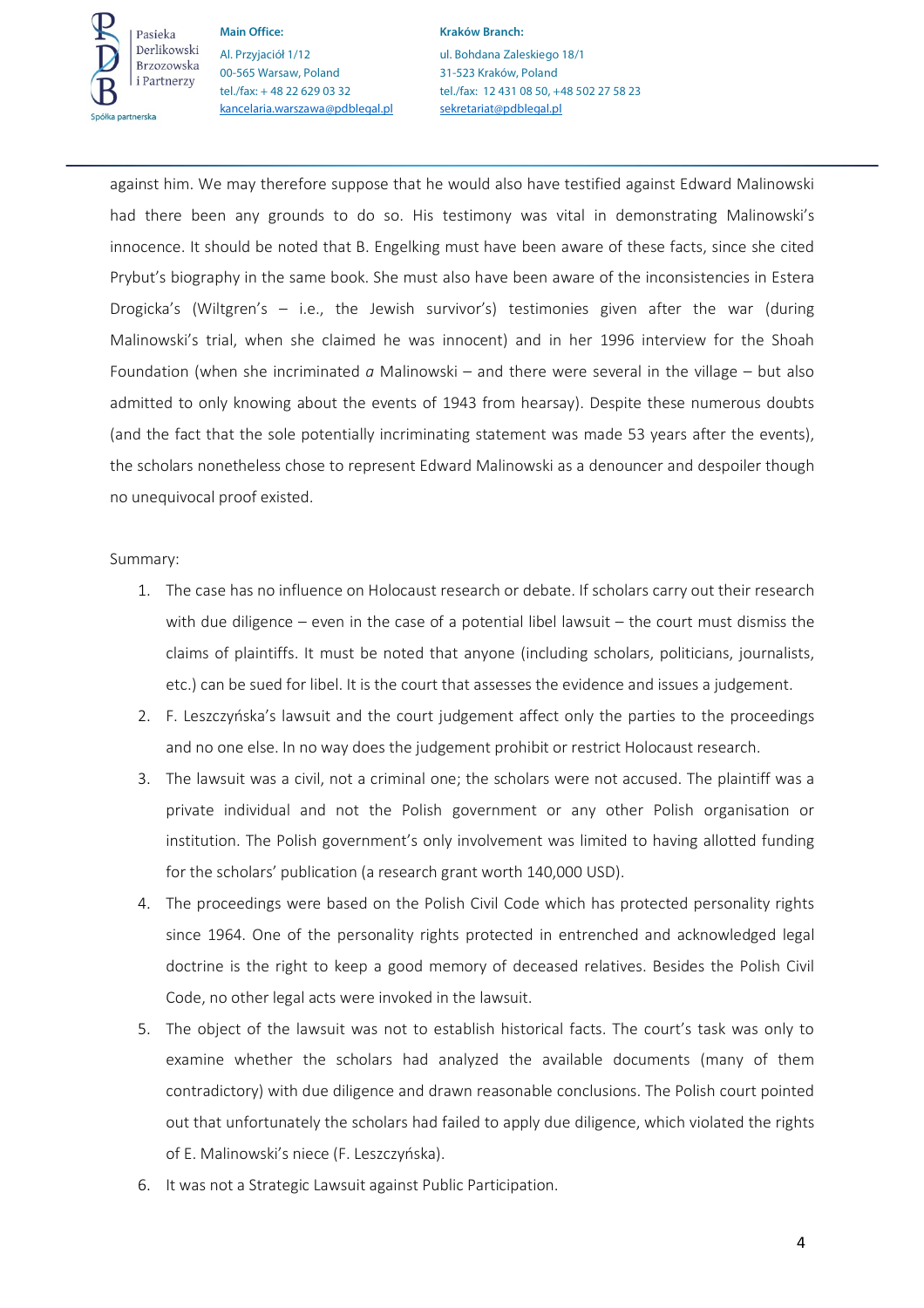against him. We may therefore suppose that he would also have testified against Edward Malinowski had there been any grounds to do so. His testimony was vital in demonstrating Malinowski's innocence. It should be noted that B. Engelking must have been aware of these facts, since she cited Prybut's biography in the same book. She must also have been aware of the inconsistencies in Estera Drogicka's (Wiltgren's – i.e., the Jewish survivor's) testimonies given after the war (during Malinowski's trial, when she claimed he was innocent) and in her 1996 interview for the Shoah Foundation (when she incriminated *a* Malinowski – and there were several in the village – but also admitted to only knowing about the events of 1943 from hearsay). Despite these numerous doubts (and the fact that the sole potentially incriminating statement was made 53 years after the events), the scholars nonetheless chose to represent Edward Malinowski as a denouncer and despoiler though no unequivocal proof existed.

Summary:

1. The case has no influence on Holocaust research or debate. If scholars carry out their research with due diligence – even in the case of a potential libel lawsuit – the court must dismiss the claims of plaintiffs. It must be noted that anyone (including scholars, politicians, journalists, etc.) can be sued for libel. It is the court that assesses the evidence and issues a judgement.
2. F. Leszczyńska's lawsuit and the court judgement affect only the parties to the proceedings and no one else. In no way does the judgement prohibit or restrict Holocaust research.
3. The lawsuit was a civil, not a criminal one; the scholars were not accused. The plaintiff was a private individual and not the Polish government or any other Polish organisation or institution. The Polish government's only involvement was limited to having allotted funding for the scholars' publication (a research grant worth 140,000 USD).
4. The proceedings were based on the Polish Civil Code which has protected personality rights since 1964. One of the personality rights protected in entrenched and acknowledged legal doctrine is the right to keep a good memory of deceased relatives. Besides the Polish Civil Code, no other legal acts were invoked in the lawsuit.
5. The object of the lawsuit was not to establish historical facts. The court's task was only to examine whether the scholars had analyzed the available documents (many of them contradictory) with due diligence and drawn reasonable conclusions. The Polish court pointed out that unfortunately the scholars had failed to apply due diligence, which violated the rights of E. Malinowski's niece (F. Leszczyńska).
6. It was not a Strategic Lawsuit against Public Participation.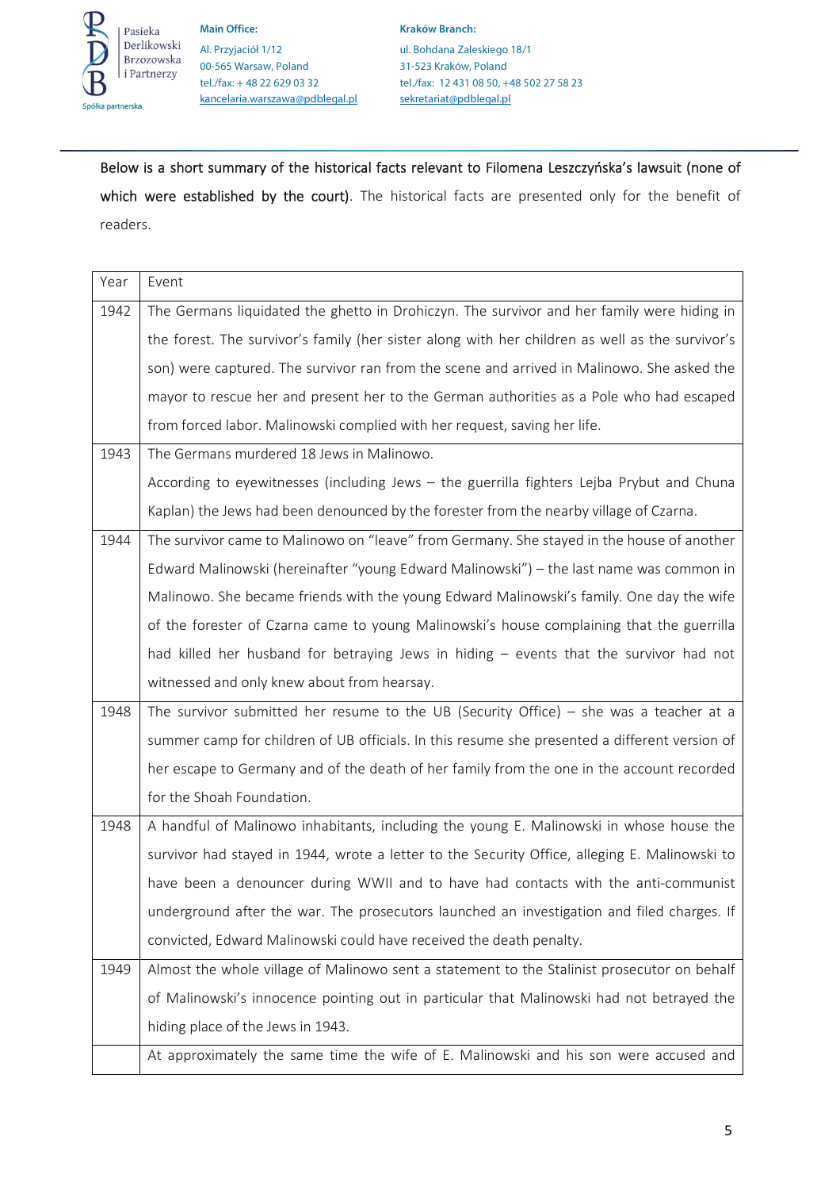Below is a short summary of the historical facts relevant to Filomena Leszczyńska's lawsuit (none of which were established by the court). The historical facts are presented only for the benefit of readers.

| Year | Event |
|---|---|
| 1942 | The Germans liquidated the ghetto in Drohiczyn. The survivor and her family were hiding in the forest. The survivor's family (her sister along with her children as well as the survivor's son) were captured. The survivor ran from the scene and arrived in Malinowo. She asked the mayor to rescue her and present her to the German authorities as a Pole who had escaped from forced labor. Malinowski complied with her request, saving her life. |
| 1943 | The Germans murdered 18 Jews in Malinowo. According to eyewitnesses (including Jews – the guerrilla fighters Lejba Prybut and Chuna Kaplan) the Jews had been denounced by the forester from the nearby village of Czarna. |
| 1944 | The survivor came to Malinowo on "leave" from Germany. She stayed in the house of another Edward Malinowski (hereinafter "young Edward Malinowski") – the last name was common in Malinowo. She became friends with the young Edward Malinowski's family. One day the wife of the forester of Czarna came to young Malinowski's house complaining that the guerrilla had killed her husband for betraying Jews in hiding – events that the survivor had not witnessed and only knew about from hearsay. |
| 1948 | The survivor submitted her resume to the UB (Security Office) – she was a teacher at a summer camp for children of UB officials. In this resume she presented a different version of her escape to Germany and of the death of her family from the one in the account recorded for the Shoah Foundation. |
| 1948 | A handful of Malinowo inhabitants, including the young E. Malinowski in whose house the survivor had stayed in 1944, wrote a letter to the Security Office, alleging E. Malinowski to have been a denouncer during WWII and to have had contacts with the anti-communist underground after the war. The prosecutors launched an investigation and filed charges. If convicted, Edward Malinowski could have received the death penalty. |
| 1949 | Almost the whole village of Malinowo sent a statement to the Stalinist prosecutor on behalf of Malinowski's innocence pointing out in particular that Malinowski had not betrayed the hiding place of the Jews in 1943. |
| | At approximately the same time the wife of E. Malinowski and his son were accused and |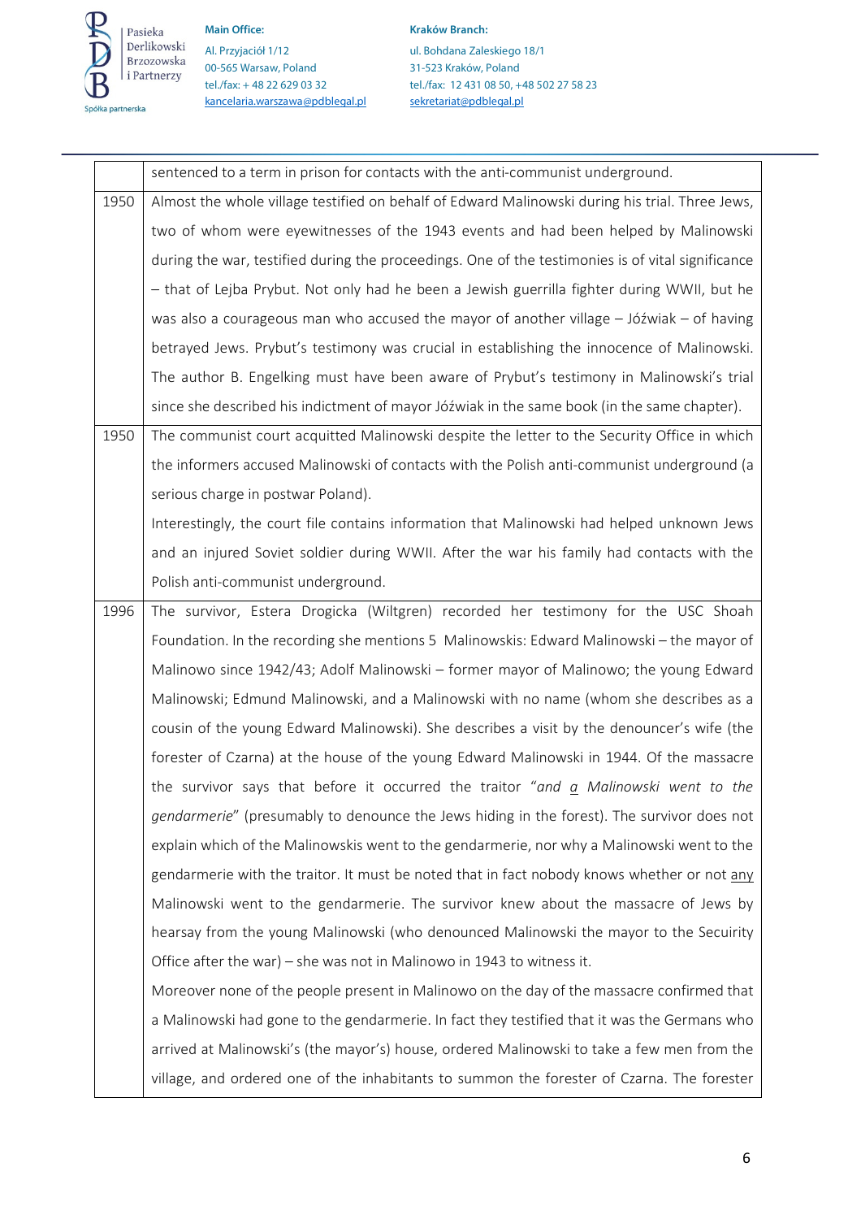| | |
|---|---|
| | sentenced to a term in prison for contacts with the anti-communist underground. |
| 1950 | Almost the whole village testified on behalf of Edward Malinowski during his trial. Three Jews, two of whom were eyewitnesses of the 1943 events and had been helped by Malinowski during the war, testified during the proceedings. One of the testimonies is of vital significance – that of Lejba Prybut. Not only had he been a Jewish guerrilla fighter during WWII, but he was also a courageous man who accused the mayor of another village – Jóźwiak – of having betrayed Jews. Prybut's testimony was crucial in establishing the innocence of Malinowski. The author B. Engelking must have been aware of Prybut's testimony in Malinowski's trial since she described his indictment of mayor Jóźwiak in the same book (in the same chapter). |
| 1950 | The communist court acquitted Malinowski despite the letter to the Security Office in which the informers accused Malinowski of contacts with the Polish anti-communist underground (a serious charge in postwar Poland).<br>Interestingly, the court file contains information that Malinowski had helped unknown Jews and an injured Soviet soldier during WWII. After the war his family had contacts with the Polish anti-communist underground. |
| 1996 | The survivor, Estera Drogicka (Wiltgren) recorded her testimony for the USC Shoah Foundation. In the recording she mentions 5 Malinowskis: Edward Malinowski – the mayor of Malinowo since 1942/43; Adolf Malinowski – former mayor of Malinowo; the young Edward Malinowski; Edmund Malinowski, and a Malinowski with no name (whom she describes as a cousin of the young Edward Malinowski). She describes a visit by the denouncer's wife (the forester of Czarna) at the house of the young Edward Malinowski in 1944. Of the massacre the survivor says that before it occurred the traitor "*and <u>a</u> Malinowski went to the gendarmerie*" (presumably to denounce the Jews hiding in the forest). The survivor does not explain which of the Malinowskis went to the gendarmerie, nor why a Malinowski went to the gendarmerie with the traitor. It must be noted that in fact nobody knows whether or not <u>any</u> Malinowski went to the gendarmerie. The survivor knew about the massacre of Jews by hearsay from the young Malinowski (who denounced Malinowski the mayor to the Secuirity Office after the war) – she was not in Malinowo in 1943 to witness it.<br>Moreover none of the people present in Malinowo on the day of the massacre confirmed that a Malinowski had gone to the gendarmerie. In fact they testified that it was the Germans who arrived at Malinowski's (the mayor's) house, ordered Malinowski to take a few men from the village, and ordered one of the inhabitants to summon the forester of Czarna. The forester |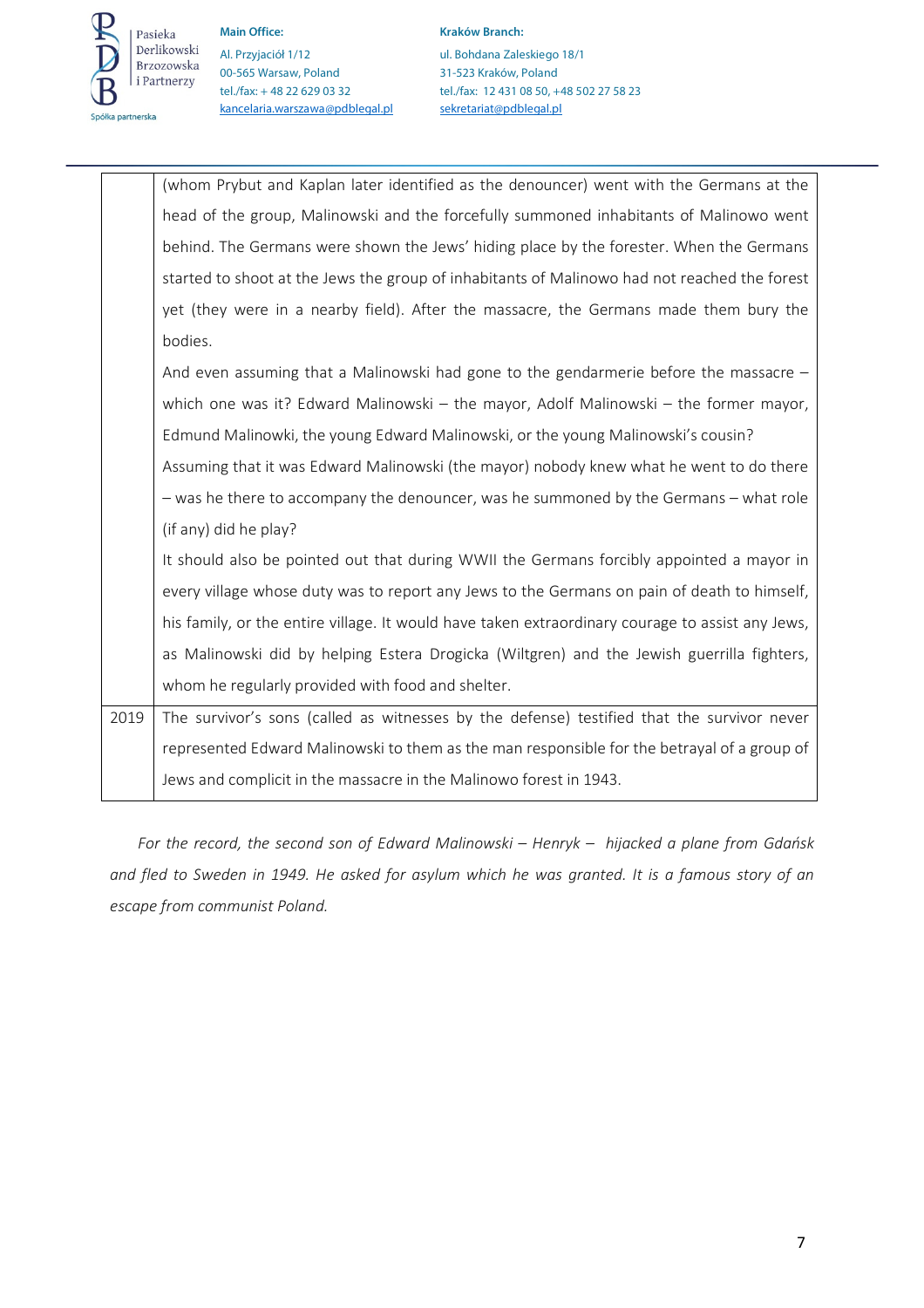| | |
|---|---|
| | (whom Prybut and Kaplan later identified as the denouncer) went with the Germans at the head of the group, Malinowski and the forcefully summoned inhabitants of Malinowo went behind. The Germans were shown the Jews' hiding place by the forester. When the Germans started to shoot at the Jews the group of inhabitants of Malinowo had not reached the forest yet (they were in a nearby field). After the massacre, the Germans made them bury the bodies.<br>And even assuming that a Malinowski had gone to the gendarmerie before the massacre – which one was it? Edward Malinowski – the mayor, Adolf Malinowski – the former mayor, Edmund Malinowki, the young Edward Malinowski, or the young Malinowski's cousin?<br>Assuming that it was Edward Malinowski (the mayor) nobody knew what he went to do there – was he there to accompany the denouncer, was he summoned by the Germans – what role (if any) did he play?<br>It should also be pointed out that during WWII the Germans forcibly appointed a mayor in every village whose duty was to report any Jews to the Germans on pain of death to himself, his family, or the entire village. It would have taken extraordinary courage to assist any Jews, as Malinowski did by helping Estera Drogicka (Wiltgren) and the Jewish guerrilla fighters, whom he regularly provided with food and shelter. |
| 2019 | The survivor's sons (called as witnesses by the defense) testified that the survivor never represented Edward Malinowski to them as the man responsible for the betrayal of a group of Jews and complicit in the massacre in the Malinowo forest in 1943. |

*For the record, the second son of Edward Malinowski – Henryk – hijacked a plane from Gdańsk and fled to Sweden in 1949. He asked for asylum which he was granted. It is a famous story of an escape from communist Poland.*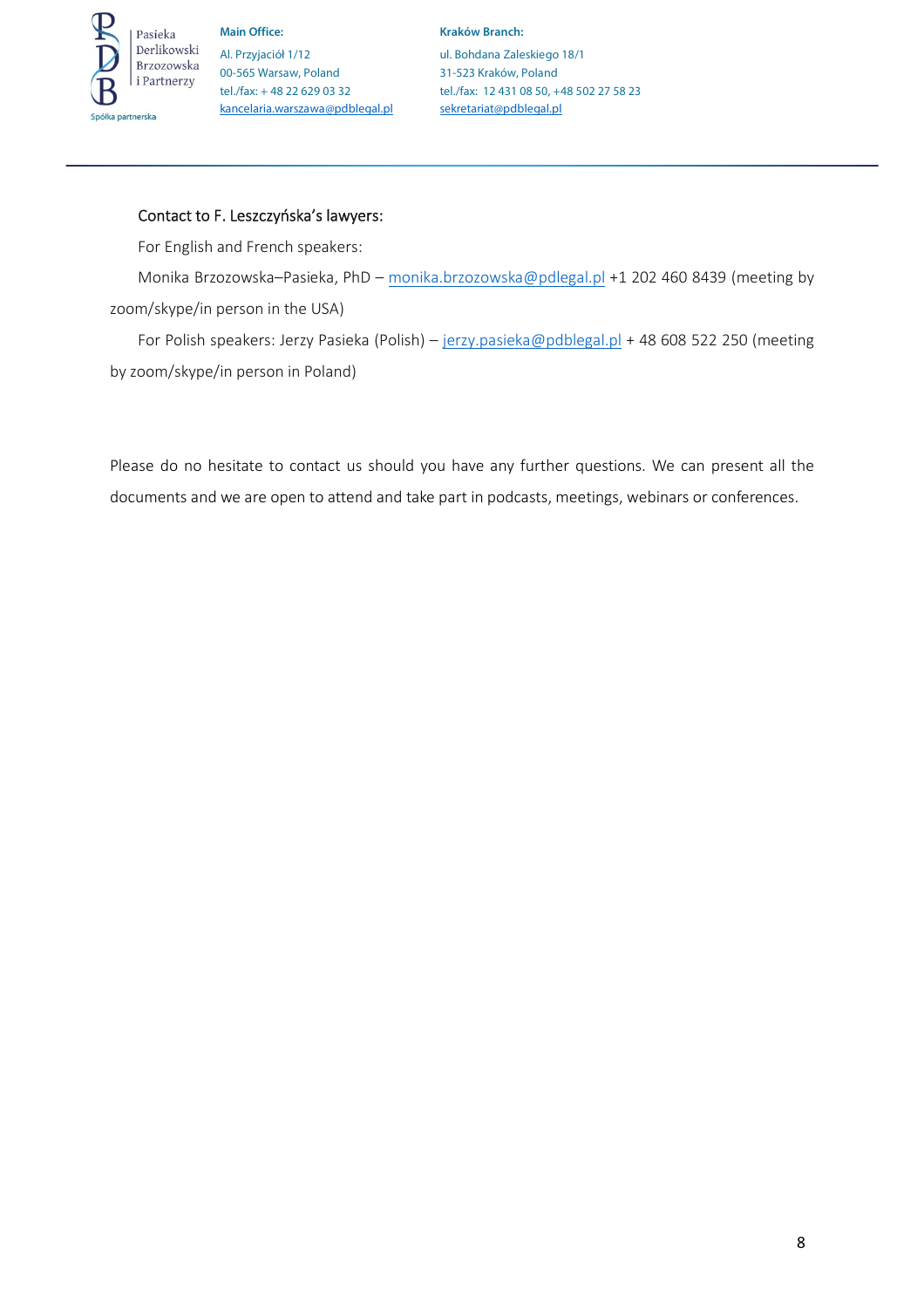Contact to F. Leszczyńska's lawyers:

For English and French speakers:

Monika Brzozowska–Pasieka, PhD – monika.brzozowska@pdlegal.pl +1 202 460 8439 (meeting by zoom/skype/in person in the USA)

For Polish speakers: Jerzy Pasieka (Polish) – jerzy.pasieka@pdblegal.pl + 48 608 522 250 (meeting by zoom/skype/in person in Poland)

Please do no hesitate to contact us should you have any further questions. We can present all the documents and we are open to attend and take part in podcasts, meetings, webinars or conferences.